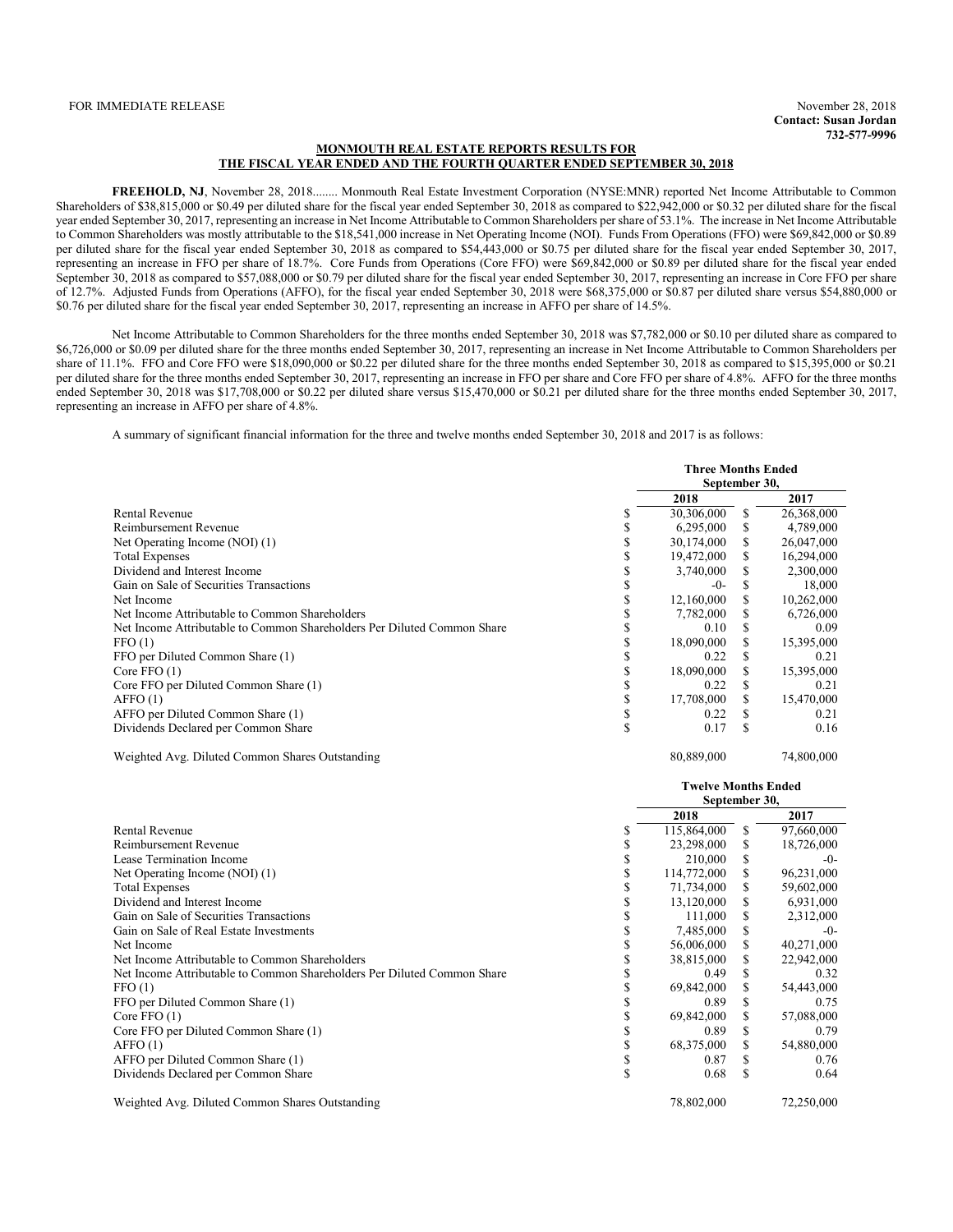FOR IMMEDIATE RELEASE

November 28, 2018
**Contact: Susan Jordan**
**732-577-9996**

## MONMOUTH REAL ESTATE REPORTS RESULTS FOR THE FISCAL YEAR ENDED AND THE FOURTH QUARTER ENDED SEPTEMBER 30, 2018

**FREEHOLD, NJ**, November 28, 2018........ Monmouth Real Estate Investment Corporation (NYSE:MNR) reported Net Income Attributable to Common Shareholders of $38,815,000 or $0.49 per diluted share for the fiscal year ended September 30, 2018 as compared to $22,942,000 or $0.32 per diluted share for the fiscal year ended September 30, 2017, representing an increase in Net Income Attributable to Common Shareholders per share of 53.1%. The increase in Net Income Attributable to Common Shareholders was mostly attributable to the $18,541,000 increase in Net Operating Income (NOI). Funds From Operations (FFO) were $69,842,000 or $0.89 per diluted share for the fiscal year ended September 30, 2018 as compared to $54,443,000 or $0.75 per diluted share for the fiscal year ended September 30, 2017, representing an increase in FFO per share of 18.7%. Core Funds from Operations (Core FFO) were $69,842,000 or $0.89 per diluted share for the fiscal year ended September 30, 2018 as compared to $57,088,000 or $0.79 per diluted share for the fiscal year ended September 30, 2017, representing an increase in Core FFO per share of 12.7%. Adjusted Funds from Operations (AFFO), for the fiscal year ended September 30, 2018 were $68,375,000 or $0.87 per diluted share versus $54,880,000 or $0.76 per diluted share for the fiscal year ended September 30, 2017, representing an increase in AFFO per share of 14.5%.

Net Income Attributable to Common Shareholders for the three months ended September 30, 2018 was $7,782,000 or $0.10 per diluted share as compared to $6,726,000 or $0.09 per diluted share for the three months ended September 30, 2017, representing an increase in Net Income Attributable to Common Shareholders per share of 11.1%. FFO and Core FFO were $18,090,000 or $0.22 per diluted share for the three months ended September 30, 2018 as compared to $15,395,000 or $0.21 per diluted share for the three months ended September 30, 2017, representing an increase in FFO per share and Core FFO per share of 4.8%. AFFO for the three months ended September 30, 2018 was $17,708,000 or $0.22 per diluted share versus $15,470,000 or $0.21 per diluted share for the three months ended September 30, 2017, representing an increase in AFFO per share of 4.8%.

A summary of significant financial information for the three and twelve months ended September 30, 2018 and 2017 is as follows:

| | Three Months Ended September 30, | |
|---|---|---|
| | 2018 | 2017 |
| Rental Revenue | $ 30,306,000 | $ 26,368,000 |
| Reimbursement Revenue | $ 6,295,000 | $ 4,789,000 |
| Net Operating Income (NOI) (1) | $ 30,174,000 | $ 26,047,000 |
| Total Expenses | $ 19,472,000 | $ 16,294,000 |
| Dividend and Interest Income | $ 3,740,000 | $ 2,300,000 |
| Gain on Sale of Securities Transactions | $ -0- | $ 18,000 |
| Net Income | $ 12,160,000 | $ 10,262,000 |
| Net Income Attributable to Common Shareholders | $ 7,782,000 | $ 6,726,000 |
| Net Income Attributable to Common Shareholders Per Diluted Common Share | $ 0.10 | $ 0.09 |
| FFO (1) | $ 18,090,000 | $ 15,395,000 |
| FFO per Diluted Common Share (1) | $ 0.22 | $ 0.21 |
| Core FFO (1) | $ 18,090,000 | $ 15,395,000 |
| Core FFO per Diluted Common Share (1) | $ 0.22 | $ 0.21 |
| AFFO (1) | $ 17,708,000 | $ 15,470,000 |
| AFFO per Diluted Common Share (1) | $ 0.22 | $ 0.21 |
| Dividends Declared per Common Share | $ 0.17 | $ 0.16 |
| Weighted Avg. Diluted Common Shares Outstanding | 80,889,000 | 74,800,000 |

| | Twelve Months Ended September 30, | |
|---|---|---|
| | 2018 | 2017 |
| Rental Revenue | $ 115,864,000 | $ 97,660,000 |
| Reimbursement Revenue | $ 23,298,000 | $ 18,726,000 |
| Lease Termination Income | $ 210,000 | $ -0- |
| Net Operating Income (NOI) (1) | $ 114,772,000 | $ 96,231,000 |
| Total Expenses | $ 71,734,000 | $ 59,602,000 |
| Dividend and Interest Income | $ 13,120,000 | $ 6,931,000 |
| Gain on Sale of Securities Transactions | $ 111,000 | $ 2,312,000 |
| Gain on Sale of Real Estate Investments | $ 7,485,000 | $ -0- |
| Net Income | $ 56,006,000 | $ 40,271,000 |
| Net Income Attributable to Common Shareholders | $ 38,815,000 | $ 22,942,000 |
| Net Income Attributable to Common Shareholders Per Diluted Common Share | $ 0.49 | $ 0.32 |
| FFO (1) | $ 69,842,000 | $ 54,443,000 |
| FFO per Diluted Common Share (1) | $ 0.89 | $ 0.75 |
| Core FFO (1) | $ 69,842,000 | $ 57,088,000 |
| Core FFO per Diluted Common Share (1) | $ 0.89 | $ 0.79 |
| AFFO (1) | $ 68,375,000 | $ 54,880,000 |
| AFFO per Diluted Common Share (1) | $ 0.87 | $ 0.76 |
| Dividends Declared per Common Share | $ 0.68 | $ 0.64 |
| Weighted Avg. Diluted Common Shares Outstanding | 78,802,000 | 72,250,000 |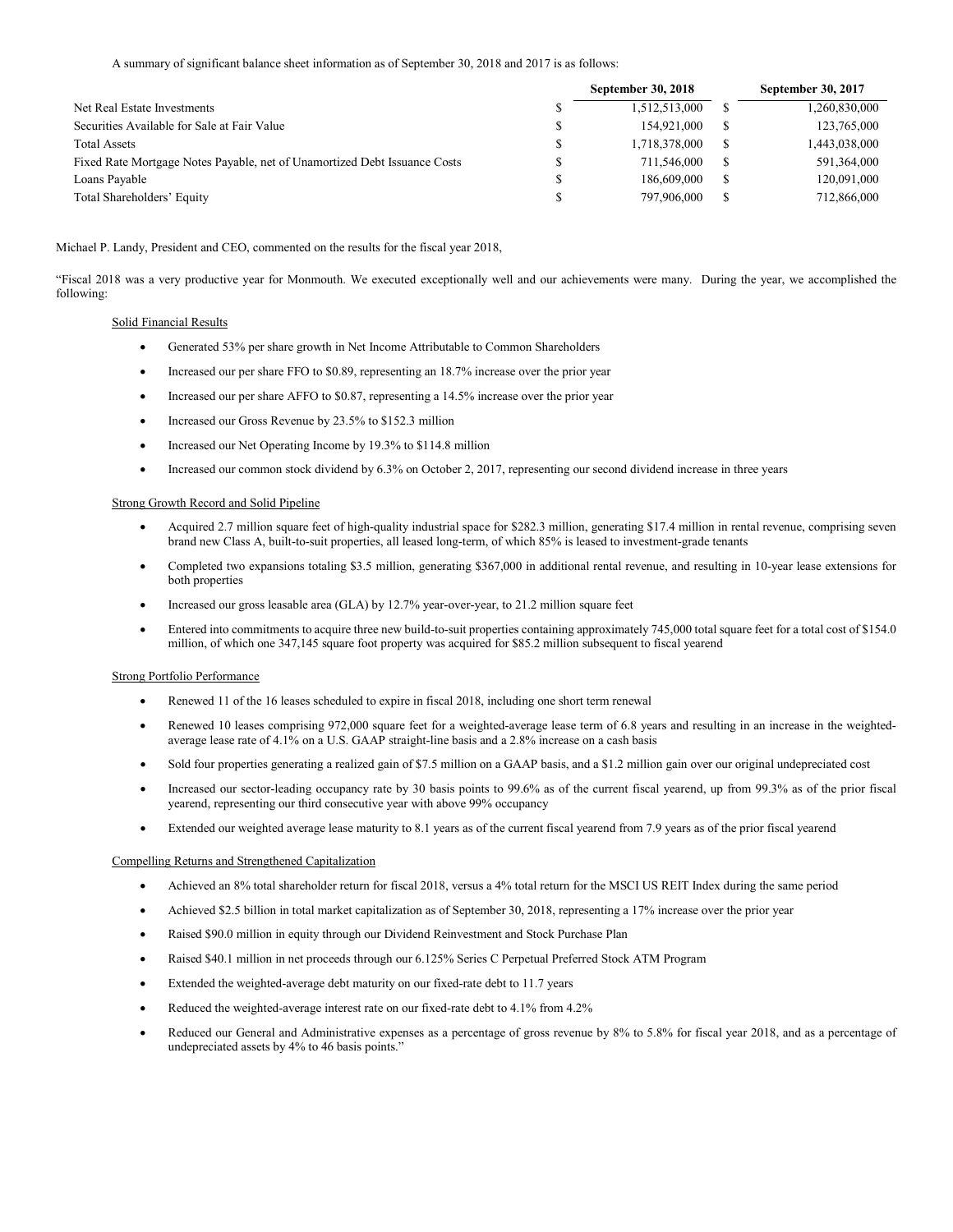A summary of significant balance sheet information as of September 30, 2018 and 2017 is as follows:

| | September 30, 2018 | September 30, 2017 |
|---|---|---|
| Net Real Estate Investments | $ 1,512,513,000 | $ 1,260,830,000 |
| Securities Available for Sale at Fair Value | $ 154,921,000 | $ 123,765,000 |
| Total Assets | $ 1,718,378,000 | $ 1,443,038,000 |
| Fixed Rate Mortgage Notes Payable, net of Unamortized Debt Issuance Costs | $ 711,546,000 | $ 591,364,000 |
| Loans Payable | $ 186,609,000 | $ 120,091,000 |
| Total Shareholders' Equity | $ 797,906,000 | $ 712,866,000 |

Michael P. Landy, President and CEO, commented on the results for the fiscal year 2018,

"Fiscal 2018 was a very productive year for Monmouth. We executed exceptionally well and our achievements were many. During the year, we accomplished the following:

Solid Financial Results

- Generated 53% per share growth in Net Income Attributable to Common Shareholders
- Increased our per share FFO to $0.89, representing an 18.7% increase over the prior year
- Increased our per share AFFO to $0.87, representing a 14.5% increase over the prior year
- Increased our Gross Revenue by 23.5% to $152.3 million
- Increased our Net Operating Income by 19.3% to $114.8 million
- Increased our common stock dividend by 6.3% on October 2, 2017, representing our second dividend increase in three years

Strong Growth Record and Solid Pipeline

- Acquired 2.7 million square feet of high-quality industrial space for $282.3 million, generating $17.4 million in rental revenue, comprising seven brand new Class A, built-to-suit properties, all leased long-term, of which 85% is leased to investment-grade tenants
- Completed two expansions totaling $3.5 million, generating $367,000 in additional rental revenue, and resulting in 10-year lease extensions for both properties
- Increased our gross leasable area (GLA) by 12.7% year-over-year, to 21.2 million square feet
- Entered into commitments to acquire three new build-to-suit properties containing approximately 745,000 total square feet for a total cost of $154.0 million, of which one 347,145 square foot property was acquired for $85.2 million subsequent to fiscal yearend

Strong Portfolio Performance

- Renewed 11 of the 16 leases scheduled to expire in fiscal 2018, including one short term renewal
- Renewed 10 leases comprising 972,000 square feet for a weighted-average lease term of 6.8 years and resulting in an increase in the weighted-average lease rate of 4.1% on a U.S. GAAP straight-line basis and a 2.8% increase on a cash basis
- Sold four properties generating a realized gain of $7.5 million on a GAAP basis, and a $1.2 million gain over our original undepreciated cost
- Increased our sector-leading occupancy rate by 30 basis points to 99.6% as of the current fiscal yearend, up from 99.3% as of the prior fiscal yearend, representing our third consecutive year with above 99% occupancy
- Extended our weighted average lease maturity to 8.1 years as of the current fiscal yearend from 7.9 years as of the prior fiscal yearend

Compelling Returns and Strengthened Capitalization

- Achieved an 8% total shareholder return for fiscal 2018, versus a 4% total return for the MSCI US REIT Index during the same period
- Achieved $2.5 billion in total market capitalization as of September 30, 2018, representing a 17% increase over the prior year
- Raised $90.0 million in equity through our Dividend Reinvestment and Stock Purchase Plan
- Raised $40.1 million in net proceeds through our 6.125% Series C Perpetual Preferred Stock ATM Program
- Extended the weighted-average debt maturity on our fixed-rate debt to 11.7 years
- Reduced the weighted-average interest rate on our fixed-rate debt to 4.1% from 4.2%
- Reduced our General and Administrative expenses as a percentage of gross revenue by 8% to 5.8% for fiscal year 2018, and as a percentage of undepreciated assets by 4% to 46 basis points."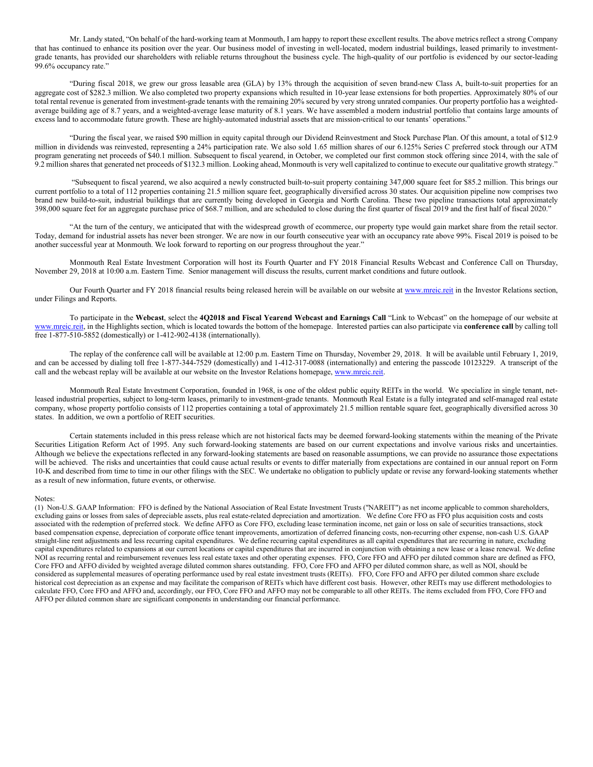Mr. Landy stated, “On behalf of the hard-working team at Monmouth, I am happy to report these excellent results. The above metrics reflect a strong Company that has continued to enhance its position over the year. Our business model of investing in well-located, modern industrial buildings, leased primarily to investment-grade tenants, has provided our shareholders with reliable returns throughout the business cycle. The high-quality of our portfolio is evidenced by our sector-leading 99.6% occupancy rate.”

“During fiscal 2018, we grew our gross leasable area (GLA) by 13% through the acquisition of seven brand-new Class A, built-to-suit properties for an aggregate cost of $282.3 million. We also completed two property expansions which resulted in 10-year lease extensions for both properties. Approximately 80% of our total rental revenue is generated from investment-grade tenants with the remaining 20% secured by very strong unrated companies. Our property portfolio has a weighted-average building age of 8.7 years, and a weighted-average lease maturity of 8.1 years. We have assembled a modern industrial portfolio that contains large amounts of excess land to accommodate future growth. These are highly-automated industrial assets that are mission-critical to our tenants’ operations.”

“During the fiscal year, we raised $90 million in equity capital through our Dividend Reinvestment and Stock Purchase Plan. Of this amount, a total of $12.9 million in dividends was reinvested, representing a 24% participation rate. We also sold 1.65 million shares of our 6.125% Series C preferred stock through our ATM program generating net proceeds of $40.1 million. Subsequent to fiscal yearend, in October, we completed our first common stock offering since 2014, with the sale of 9.2 million shares that generated net proceeds of $132.3 million. Looking ahead, Monmouth is very well capitalized to continue to execute our qualitative growth strategy.”

“Subsequent to fiscal yearend, we also acquired a newly constructed built-to-suit property containing 347,000 square feet for $85.2 million. This brings our current portfolio to a total of 112 properties containing 21.5 million square feet, geographically diversified across 30 states. Our acquisition pipeline now comprises two brand new build-to-suit, industrial buildings that are currently being developed in Georgia and North Carolina. These two pipeline transactions total approximately 398,000 square feet for an aggregate purchase price of $68.7 million, and are scheduled to close during the first quarter of fiscal 2019 and the first half of fiscal 2020.”

“At the turn of the century, we anticipated that with the widespread growth of ecommerce, our property type would gain market share from the retail sector. Today, demand for industrial assets has never been stronger. We are now in our fourth consecutive year with an occupancy rate above 99%. Fiscal 2019 is poised to be another successful year at Monmouth. We look forward to reporting on our progress throughout the year.”

Monmouth Real Estate Investment Corporation will host its Fourth Quarter and FY 2018 Financial Results Webcast and Conference Call on Thursday, November 29, 2018 at 10:00 a.m. Eastern Time. Senior management will discuss the results, current market conditions and future outlook.

Our Fourth Quarter and FY 2018 financial results being released herein will be available on our website at www.mreic.reit in the Investor Relations section, under Filings and Reports.

To participate in the **Webcast**, select the **4Q2018 and Fiscal Yearend Webcast and Earnings Call** “Link to Webcast” on the homepage of our website at www.mreic.reit, in the Highlights section, which is located towards the bottom of the homepage. Interested parties can also participate via **conference call** by calling toll free 1-877-510-5852 (domestically) or 1-412-902-4138 (internationally).

The replay of the conference call will be available at 12:00 p.m. Eastern Time on Thursday, November 29, 2018. It will be available until February 1, 2019, and can be accessed by dialing toll free 1-877-344-7529 (domestically) and 1-412-317-0088 (internationally) and entering the passcode 10123229. A transcript of the call and the webcast replay will be available at our website on the Investor Relations homepage, www.mreic.reit.

Monmouth Real Estate Investment Corporation, founded in 1968, is one of the oldest public equity REITs in the world. We specialize in single tenant, net-leased industrial properties, subject to long-term leases, primarily to investment-grade tenants. Monmouth Real Estate is a fully integrated and self-managed real estate company, whose property portfolio consists of 112 properties containing a total of approximately 21.5 million rentable square feet, geographically diversified across 30 states. In addition, we own a portfolio of REIT securities.

Certain statements included in this press release which are not historical facts may be deemed forward-looking statements within the meaning of the Private Securities Litigation Reform Act of 1995. Any such forward-looking statements are based on our current expectations and involve various risks and uncertainties. Although we believe the expectations reflected in any forward-looking statements are based on reasonable assumptions, we can provide no assurance those expectations will be achieved. The risks and uncertainties that could cause actual results or events to differ materially from expectations are contained in our annual report on Form 10-K and described from time to time in our other filings with the SEC. We undertake no obligation to publicly update or revise any forward-looking statements whether as a result of new information, future events, or otherwise.

Notes:
(1) Non-U.S. GAAP Information: FFO is defined by the National Association of Real Estate Investment Trusts ("NAREIT") as net income applicable to common shareholders, excluding gains or losses from sales of depreciable assets, plus real estate-related depreciation and amortization. We define Core FFO as FFO plus acquisition costs and costs associated with the redemption of preferred stock. We define AFFO as Core FFO, excluding lease termination income, net gain or loss on sale of securities transactions, stock based compensation expense, depreciation of corporate office tenant improvements, amortization of deferred financing costs, non-recurring other expense, non-cash U.S. GAAP straight-line rent adjustments and less recurring capital expenditures. We define recurring capital expenditures as all capital expenditures that are recurring in nature, excluding capital expenditures related to expansions at our current locations or capital expenditures that are incurred in conjunction with obtaining a new lease or a lease renewal. We define NOI as recurring rental and reimbursement revenues less real estate taxes and other operating expenses. FFO, Core FFO and AFFO per diluted common share are defined as FFO, Core FFO and AFFO divided by weighted average diluted common shares outstanding. FFO, Core FFO and AFFO per diluted common share, as well as NOI, should be considered as supplemental measures of operating performance used by real estate investment trusts (REITs). FFO, Core FFO and AFFO per diluted common share exclude historical cost depreciation as an expense and may facilitate the comparison of REITs which have different cost basis. However, other REITs may use different methodologies to calculate FFO, Core FFO and AFFO and, accordingly, our FFO, Core FFO and AFFO may not be comparable to all other REITs. The items excluded from FFO, Core FFO and AFFO per diluted common share are significant components in understanding our financial performance.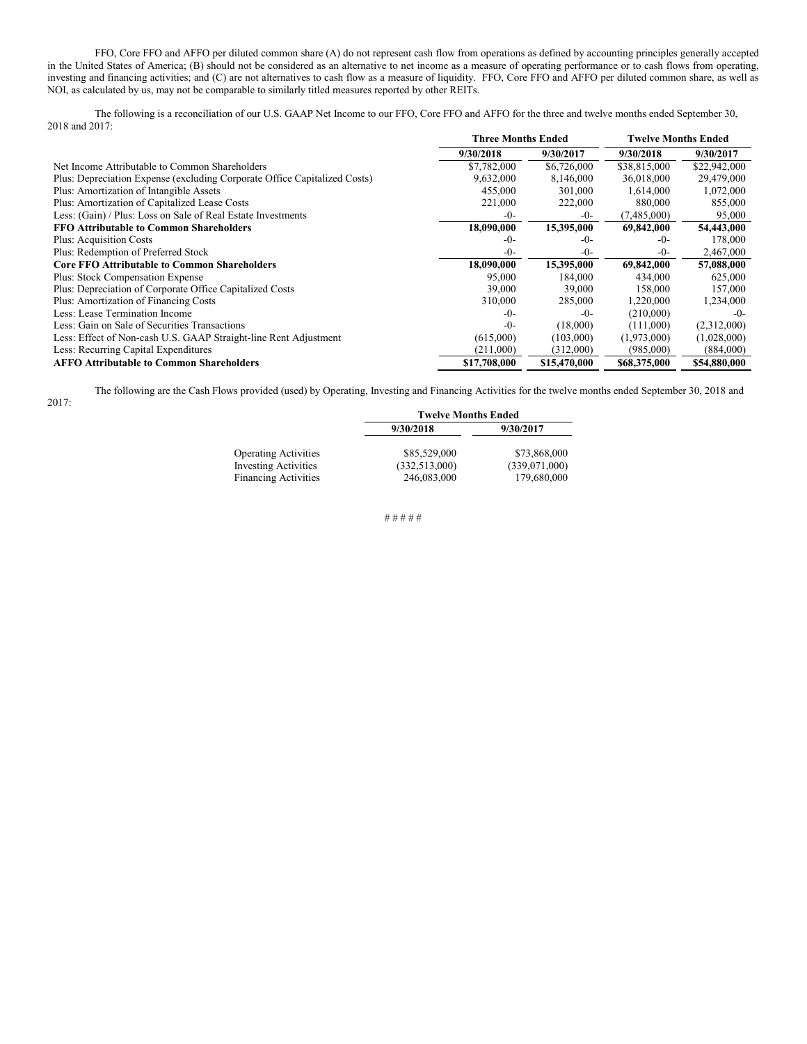FFO, Core FFO and AFFO per diluted common share (A) do not represent cash flow from operations as defined by accounting principles generally accepted in the United States of America; (B) should not be considered as an alternative to net income as a measure of operating performance or to cash flows from operating, investing and financing activities; and (C) are not alternatives to cash flow as a measure of liquidity. FFO, Core FFO and AFFO per diluted common share, as well as NOI, as calculated by us, may not be comparable to similarly titled measures reported by other REITs.

The following is a reconciliation of our U.S. GAAP Net Income to our FFO, Core FFO and AFFO for the three and twelve months ended September 30, 2018 and 2017:

| | Three Months Ended | | Twelve Months Ended | |
|---|---|---|---|---|
| | 9/30/2018 | 9/30/2017 | 9/30/2018 | 9/30/2017 |
| Net Income Attributable to Common Shareholders | $7,782,000 | $6,726,000 | $38,815,000 | $22,942,000 |
| Plus: Depreciation Expense (excluding Corporate Office Capitalized Costs) | 9,632,000 | 8,146,000 | 36,018,000 | 29,479,000 |
| Plus: Amortization of Intangible Assets | 455,000 | 301,000 | 1,614,000 | 1,072,000 |
| Plus: Amortization of Capitalized Lease Costs | 221,000 | 222,000 | 880,000 | 855,000 |
| Less: (Gain) / Plus: Loss on Sale of Real Estate Investments | -0- | -0- | (7,485,000) | 95,000 |
| **FFO Attributable to Common Shareholders** | **18,090,000** | **15,395,000** | **69,842,000** | **54,443,000** |
| Plus: Acquisition Costs | -0- | -0- | -0- | 178,000 |
| Plus: Redemption of Preferred Stock | -0- | -0- | -0- | 2,467,000 |
| **Core FFO Attributable to Common Shareholders** | **18,090,000** | **15,395,000** | **69,842,000** | **57,088,000** |
| Plus: Stock Compensation Expense | 95,000 | 184,000 | 434,000 | 625,000 |
| Plus: Depreciation of Corporate Office Capitalized Costs | 39,000 | 39,000 | 158,000 | 157,000 |
| Plus: Amortization of Financing Costs | 310,000 | 285,000 | 1,220,000 | 1,234,000 |
| Less: Lease Termination Income | -0- | -0- | (210,000) | -0- |
| Less: Gain on Sale of Securities Transactions | -0- | (18,000) | (111,000) | (2,312,000) |
| Less: Effect of Non-cash U.S. GAAP Straight-line Rent Adjustment | (615,000) | (103,000) | (1,973,000) | (1,028,000) |
| Less: Recurring Capital Expenditures | (211,000) | (312,000) | (985,000) | (884,000) |
| **AFFO Attributable to Common Shareholders** | **$17,708,000** | **$15,470,000** | **$68,375,000** | **$54,880,000** |

The following are the Cash Flows provided (used) by Operating, Investing and Financing Activities for the twelve months ended September 30, 2018 and 2017:

| | Twelve Months Ended | |
|---|---|---|
| | 9/30/2018 | 9/30/2017 |
| Operating Activities | $85,529,000 | $73,868,000 |
| Investing Activities | (332,513,000) | (339,071,000) |
| Financing Activities | 246,083,000 | 179,680,000 |

# # # # #